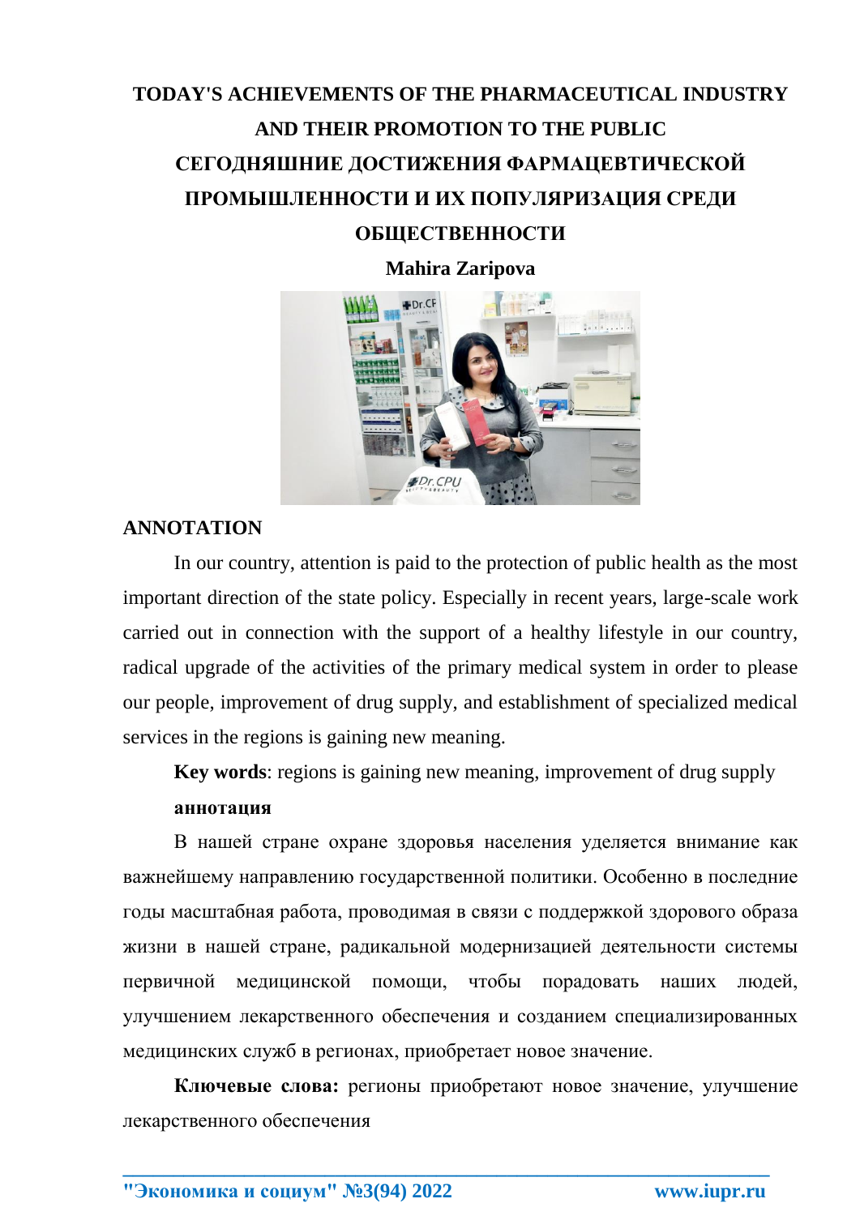# TODAY'S ACHIEVEMENTS OF THE PHARMACEUTICAL INDUSTRY AND THEIR PROMOTION TO THE PUBLIC

# СЕГОДНЯШНИЕ ДОСТИЖЕНИЯ ФАРМАЦЕВТИЧЕСКОЙ ПРОМЫШЛЕННОСТИ И ИХ ПОПУЛЯРИЗАЦИЯ СРЕДИ ОБЩЕСТВЕННОСТИ

**Mahira Zaripova**

## ANNOTATION

In our country, attention is paid to the protection of public health as the most important direction of the state policy. Especially in recent years, large-scale work carried out in connection with the support of a healthy lifestyle in our country, radical upgrade of the activities of the primary medical system in order to please our people, improvement of drug supply, and establishment of specialized medical services in the regions is gaining new meaning.

**Key words**: regions is gaining new meaning, improvement of drug supply

**аннотация**

В нашей стране охране здоровья населения уделяется внимание как важнейшему направлению государственной политики. Особенно в последние годы масштабная работа, проводимая в связи с поддержкой здорового образа жизни в нашей стране, радикальной модернизацией деятельности системы первичной медицинской помощи, чтобы порадовать наших людей, улучшением лекарственного обеспечения и созданием специализированных медицинских служб в регионах, приобретает новое значение.

**Ключевые слова:** регионы приобретают новое значение, улучшение лекарственного обеспечения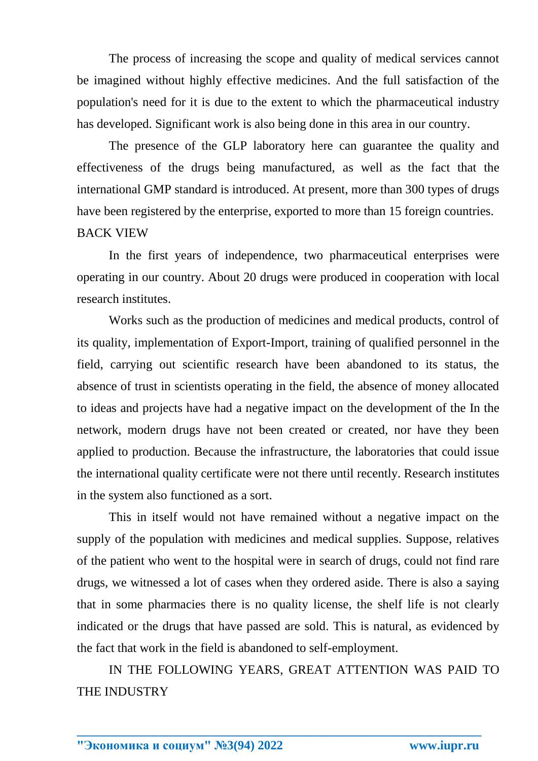The process of increasing the scope and quality of medical services cannot be imagined without highly effective medicines. And the full satisfaction of the population's need for it is due to the extent to which the pharmaceutical industry has developed. Significant work is also being done in this area in our country.

The presence of the GLP laboratory here can guarantee the quality and effectiveness of the drugs being manufactured, as well as the fact that the international GMP standard is introduced. At present, more than 300 types of drugs have been registered by the enterprise, exported to more than 15 foreign countries.

## BACK VIEW

In the first years of independence, two pharmaceutical enterprises were operating in our country. About 20 drugs were produced in cooperation with local research institutes.

Works such as the production of medicines and medical products, control of its quality, implementation of Export-Import, training of qualified personnel in the field, carrying out scientific research have been abandoned to its status, the absence of trust in scientists operating in the field, the absence of money allocated to ideas and projects have had a negative impact on the development of the In the network, modern drugs have not been created or created, nor have they been applied to production. Because the infrastructure, the laboratories that could issue the international quality certificate were not there until recently. Research institutes in the system also functioned as a sort.

This in itself would not have remained without a negative impact on the supply of the population with medicines and medical supplies. Suppose, relatives of the patient who went to the hospital were in search of drugs, could not find rare drugs, we witnessed a lot of cases when they ordered aside. There is also a saying that in some pharmacies there is no quality license, the shelf life is not clearly indicated or the drugs that have passed are sold. This is natural, as evidenced by the fact that work in the field is abandoned to self-employment.

## IN THE FOLLOWING YEARS, GREAT ATTENTION WAS PAID TO THE INDUSTRY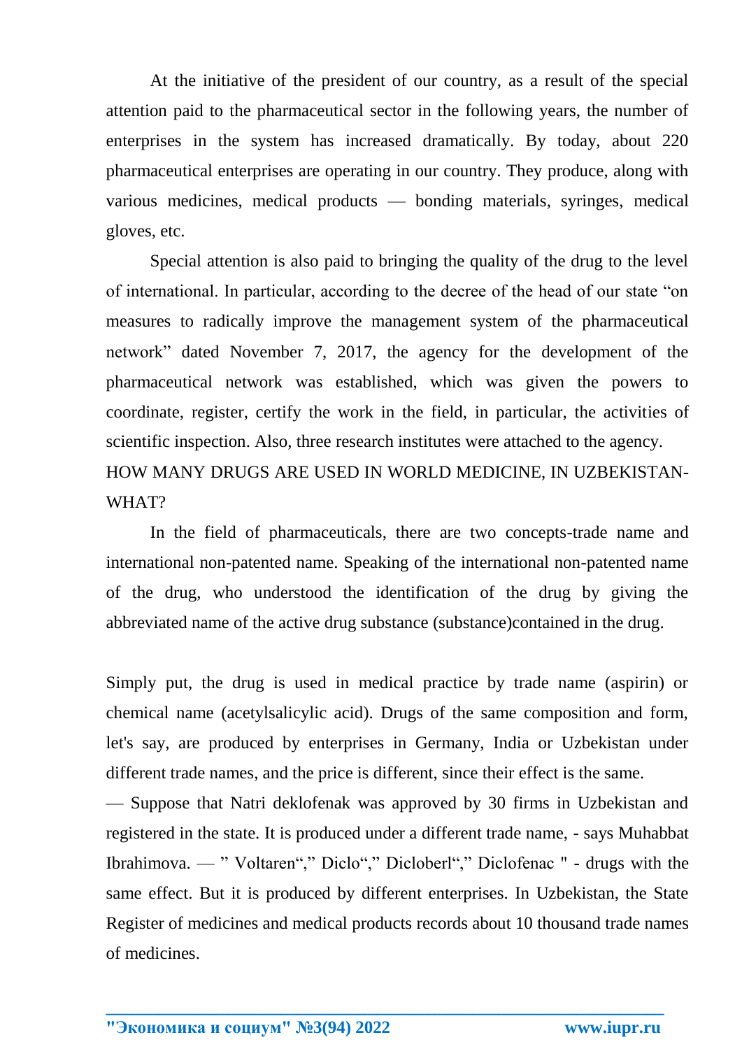At the initiative of the president of our country, as a result of the special attention paid to the pharmaceutical sector in the following years, the number of enterprises in the system has increased dramatically. By today, about 220 pharmaceutical enterprises are operating in our country. They produce, along with various medicines, medical products — bonding materials, syringes, medical gloves, etc.

Special attention is also paid to bringing the quality of the drug to the level of international. In particular, according to the decree of the head of our state "on measures to radically improve the management system of the pharmaceutical network" dated November 7, 2017, the agency for the development of the pharmaceutical network was established, which was given the powers to coordinate, register, certify the work in the field, in particular, the activities of scientific inspection. Also, three research institutes were attached to the agency.

HOW MANY DRUGS ARE USED IN WORLD MEDICINE, IN UZBEKISTAN-WHAT?

In the field of pharmaceuticals, there are two concepts-trade name and international non-patented name. Speaking of the international non-patented name of the drug, who understood the identification of the drug by giving the abbreviated name of the active drug substance (substance)contained in the drug.

Simply put, the drug is used in medical practice by trade name (aspirin) or chemical name (acetylsalicylic acid). Drugs of the same composition and form, let's say, are produced by enterprises in Germany, India or Uzbekistan under different trade names, and the price is different, since their effect is the same.

— Suppose that Natri deklofenak was approved by 30 firms in Uzbekistan and registered in the state. It is produced under a different trade name, - says Muhabbat Ibrahimova. — " Voltaren"," Diclo"," Dicloberl"," Diclofenac " - drugs with the same effect. But it is produced by different enterprises. In Uzbekistan, the State Register of medicines and medical products records about 10 thousand trade names of medicines.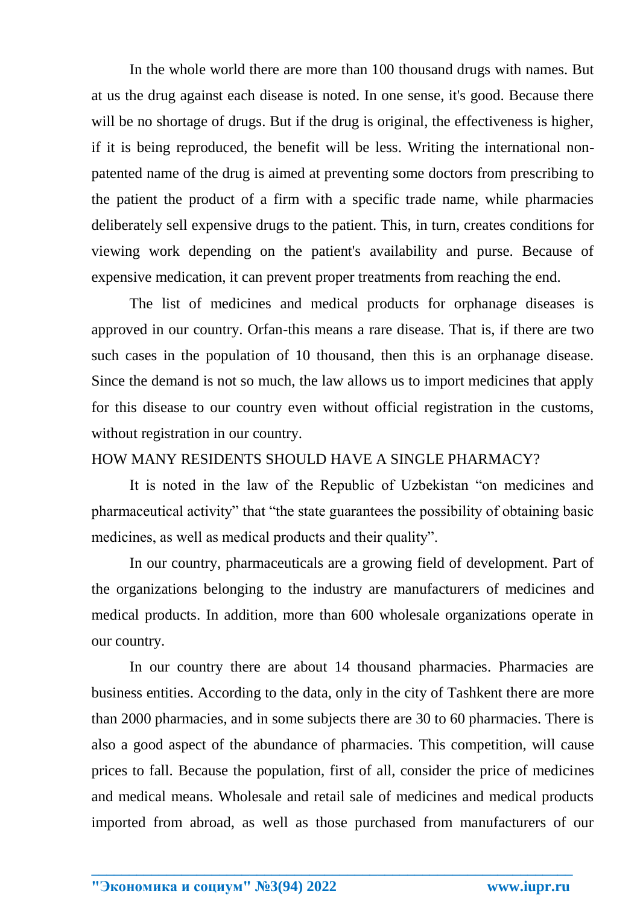In the whole world there are more than 100 thousand drugs with names. But at us the drug against each disease is noted. In one sense, it's good. Because there will be no shortage of drugs. But if the drug is original, the effectiveness is higher, if it is being reproduced, the benefit will be less. Writing the international non-patented name of the drug is aimed at preventing some doctors from prescribing to the patient the product of a firm with a specific trade name, while pharmacies deliberately sell expensive drugs to the patient. This, in turn, creates conditions for viewing work depending on the patient's availability and purse. Because of expensive medication, it can prevent proper treatments from reaching the end.

The list of medicines and medical products for orphanage diseases is approved in our country. Orfan-this means a rare disease. That is, if there are two such cases in the population of 10 thousand, then this is an orphanage disease. Since the demand is not so much, the law allows us to import medicines that apply for this disease to our country even without official registration in the customs, without registration in our country.

## HOW MANY RESIDENTS SHOULD HAVE A SINGLE PHARMACY?

It is noted in the law of the Republic of Uzbekistan “on medicines and pharmaceutical activity” that “the state guarantees the possibility of obtaining basic medicines, as well as medical products and their quality”.

In our country, pharmaceuticals are a growing field of development. Part of the organizations belonging to the industry are manufacturers of medicines and medical products. In addition, more than 600 wholesale organizations operate in our country.

In our country there are about 14 thousand pharmacies. Pharmacies are business entities. According to the data, only in the city of Tashkent there are more than 2000 pharmacies, and in some subjects there are 30 to 60 pharmacies. There is also a good aspect of the abundance of pharmacies. This competition, will cause prices to fall. Because the population, first of all, consider the price of medicines and medical means. Wholesale and retail sale of medicines and medical products imported from abroad, as well as those purchased from manufacturers of our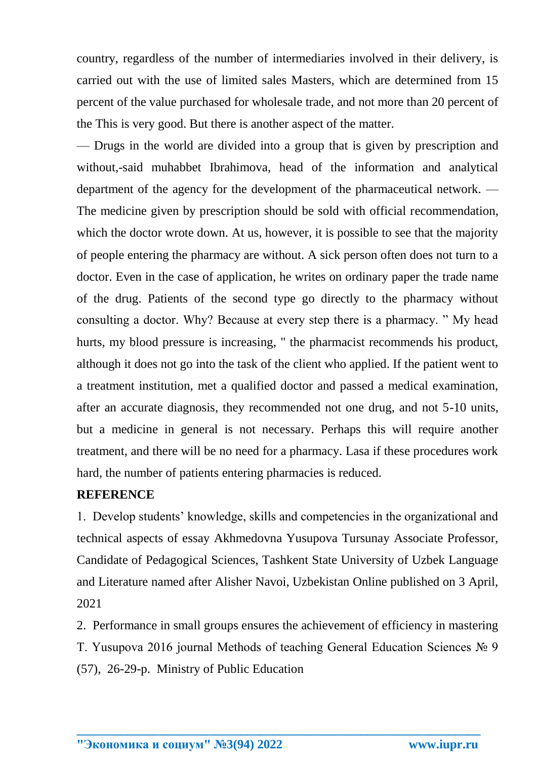country, regardless of the number of intermediaries involved in their delivery, is carried out with the use of limited sales Masters, which are determined from 15 percent of the value purchased for wholesale trade, and not more than 20 percent of the This is very good. But there is another aspect of the matter.

— Drugs in the world are divided into a group that is given by prescription and without,-said muhabbet Ibrahimova, head of the information and analytical department of the agency for the development of the pharmaceutical network. — The medicine given by prescription should be sold with official recommendation, which the doctor wrote down. At us, however, it is possible to see that the majority of people entering the pharmacy are without. A sick person often does not turn to a doctor. Even in the case of application, he writes on ordinary paper the trade name of the drug. Patients of the second type go directly to the pharmacy without consulting a doctor. Why? Because at every step there is a pharmacy. " My head hurts, my blood pressure is increasing, " the pharmacist recommends his product, although it does not go into the task of the client who applied. If the patient went to a treatment institution, met a qualified doctor and passed a medical examination, after an accurate diagnosis, they recommended not one drug, and not 5-10 units, but a medicine in general is not necessary. Perhaps this will require another treatment, and there will be no need for a pharmacy. Lasa if these procedures work hard, the number of patients entering pharmacies is reduced.

**REFERENCE**

1. Develop students' knowledge, skills and competencies in the organizational and technical aspects of essay Akhmedovna Yusupova Tursunay Associate Professor, Candidate of Pedagogical Sciences, Tashkent State University of Uzbek Language and Literature named after Alisher Navoi, Uzbekistan Online published on 3 April, 2021
2. Performance in small groups ensures the achievement of efficiency in mastering T. Yusupova 2016 journal Methods of teaching General Education Sciences № 9 (57), 26-29-p. Ministry of Public Education